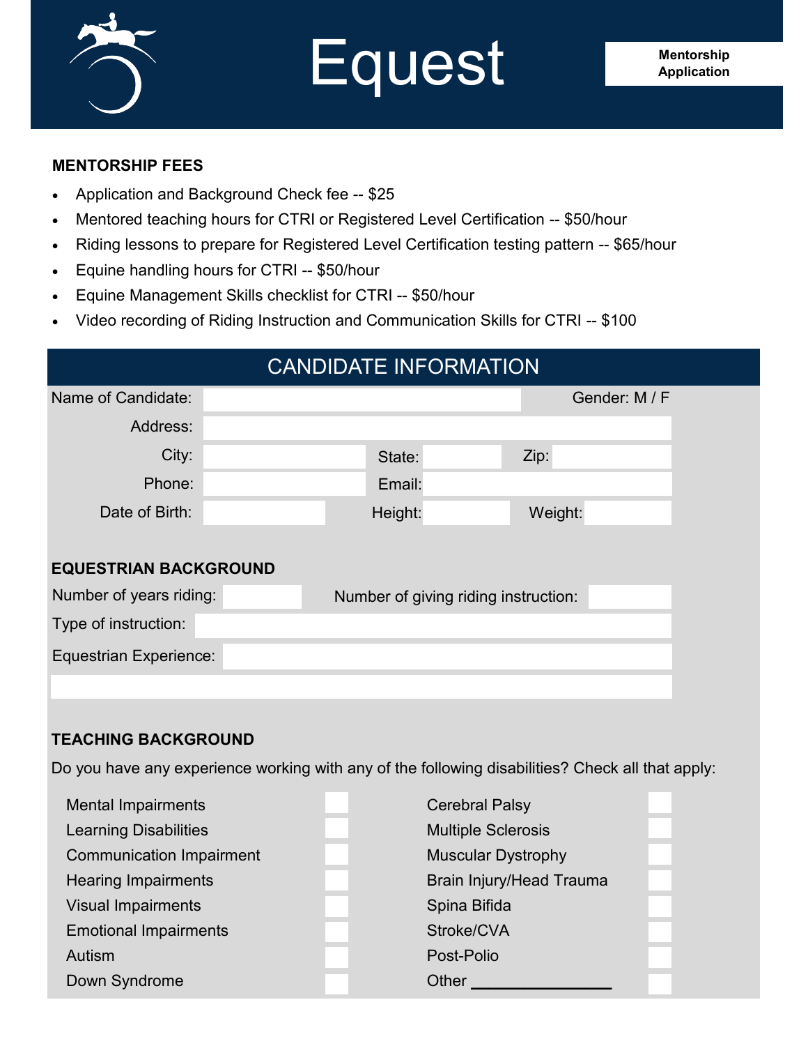# Equest

**Mentorship Application**

**MENTORSHIP FEES**

- Application and Background Check fee -- $25
- Mentored teaching hours for CTRI or Registered Level Certification -- $50/hour
- Riding lessons to prepare for Registered Level Certification testing pattern -- $65/hour
- Equine handling hours for CTRI -- $50/hour
- Equine Management Skills checklist for CTRI -- $50/hour
- Video recording of Riding Instruction and Communication Skills for CTRI -- $100

## CANDIDATE INFORMATION

Name of Candidate: ____________ Gender: M / F

Address: ____________

City: ____________ State: ____________ Zip: ____________

Phone: ____________ Email: ____________

Date of Birth: ____________ Height: ____________ Weight: ____________

**EQUESTRIAN BACKGROUND**

Number of years riding: ____________ Number of giving riding instruction: ____________

Type of instruction: ____________

Equestrian Experience: ____________

**TEACHING BACKGROUND**

Do you have any experience working with any of the following disabilities? Check all that apply:

| | | | |
|---|---|---|---|
| Mental Impairments | ☐ | Cerebral Palsy | ☐ |
| Learning Disabilities | ☐ | Multiple Sclerosis | ☐ |
| Communication Impairment | ☐ | Muscular Dystrophy | ☐ |
| Hearing Impairments | ☐ | Brain Injury/Head Trauma | ☐ |
| Visual Impairments | ☐ | Spina Bifida | ☐ |
| Emotional Impairments | ☐ | Stroke/CVA | ☐ |
| Autism | ☐ | Post-Polio | ☐ |
| Down Syndrome | ☐ | Other ____________ | ☐ |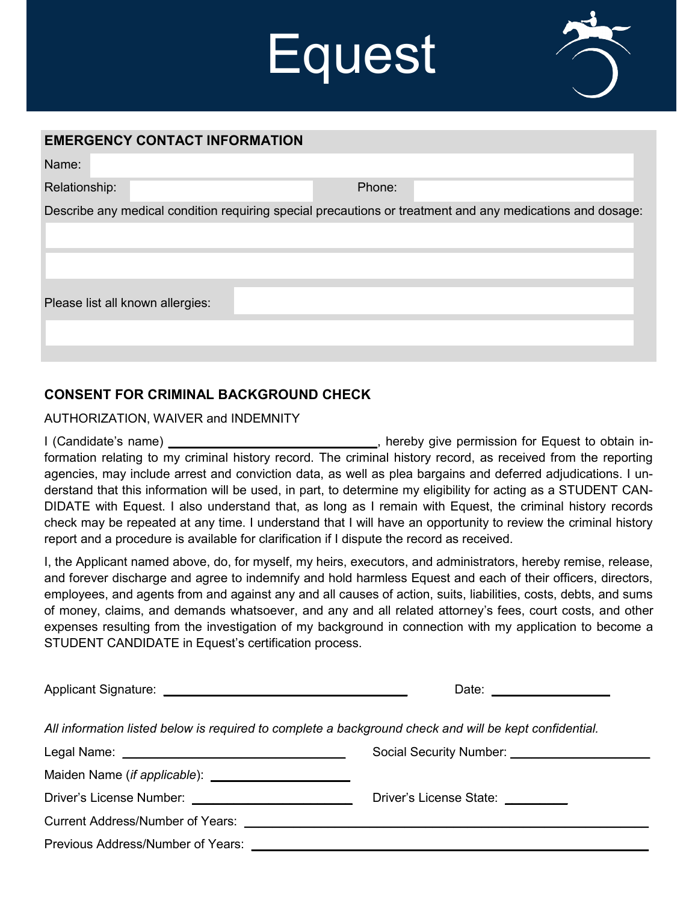# Equest

## EMERGENCY CONTACT INFORMATION

Name:

Relationship: Phone:

Describe any medical condition requiring special precautions or treatment and any medications and dosage:

Please list all known allergies:

## CONSENT FOR CRIMINAL BACKGROUND CHECK

AUTHORIZATION, WAIVER and INDEMNITY

I (Candidate's name) ______________________________, hereby give permission for Equest to obtain information relating to my criminal history record. The criminal history record, as received from the reporting agencies, may include arrest and conviction data, as well as plea bargains and deferred adjudications. I understand that this information will be used, in part, to determine my eligibility for acting as a STUDENT CANDIDATE with Equest. I also understand that, as long as I remain with Equest, the criminal history records check may be repeated at any time. I understand that I will have an opportunity to review the criminal history report and a procedure is available for clarification if I dispute the record as received.

I, the Applicant named above, do, for myself, my heirs, executors, and administrators, hereby remise, release, and forever discharge and agree to indemnify and hold harmless Equest and each of their officers, directors, employees, and agents from and against any and all causes of action, suits, liabilities, costs, debts, and sums of money, claims, and demands whatsoever, and any and all related attorney's fees, court costs, and other expenses resulting from the investigation of my background in connection with my application to become a STUDENT CANDIDATE in Equest's certification process.

Applicant Signature: ______________________________ Date: ______________

*All information listed below is required to complete a background check and will be kept confidential.*

Legal Name: ______________________________ Social Security Number: ______________________

Maiden Name (*if applicable*): ______________________

Driver's License Number: ______________________ Driver's License State: __________

Current Address/Number of Years: ____________________________________________

Previous Address/Number of Years: ____________________________________________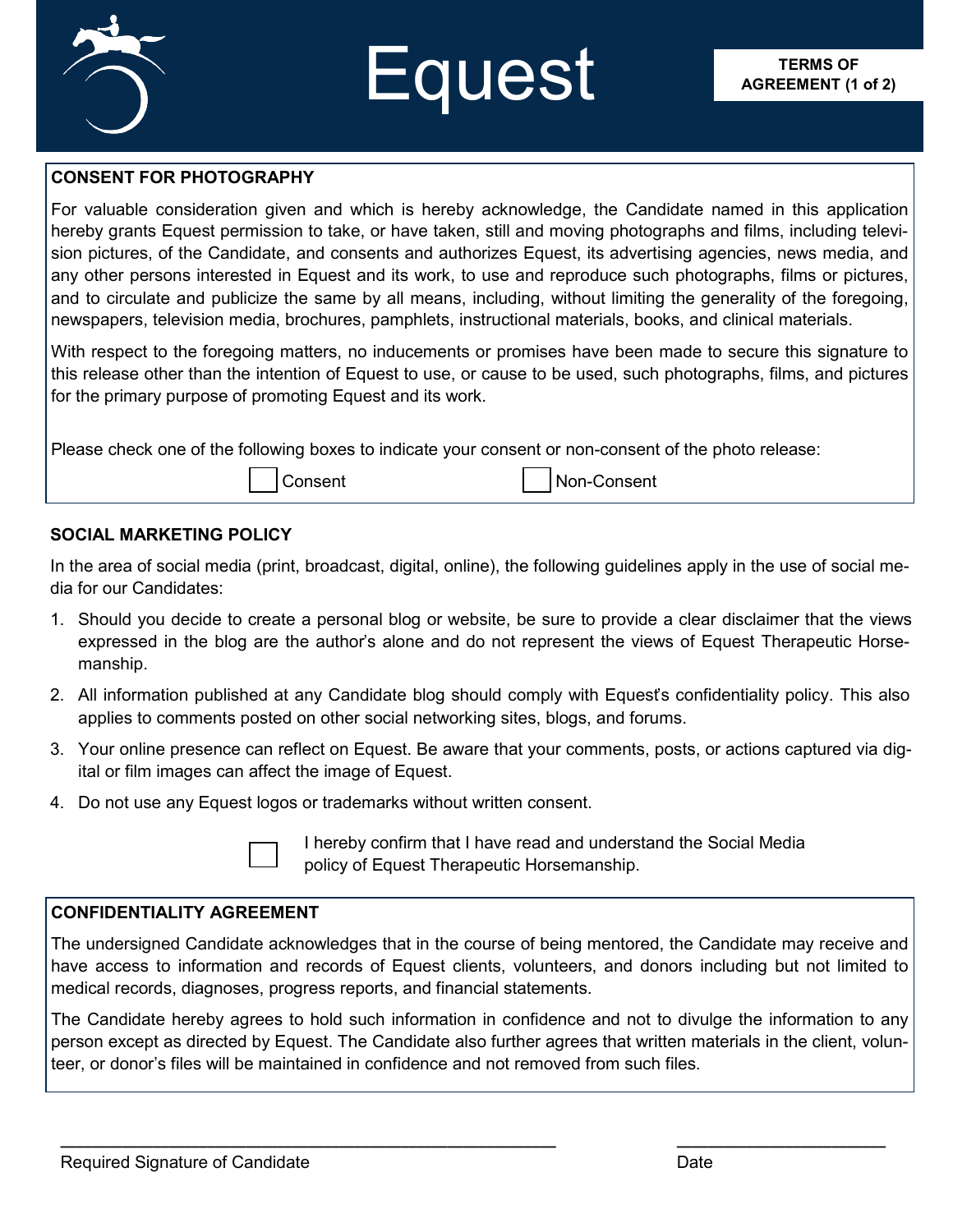# Equest

**TERMS OF AGREEMENT (1 of 2)**

## CONSENT FOR PHOTOGRAPHY

For valuable consideration given and which is hereby acknowledge, the Candidate named in this application hereby grants Equest permission to take, or have taken, still and moving photographs and films, including television pictures, of the Candidate, and consents and authorizes Equest, its advertising agencies, news media, and any other persons interested in Equest and its work, to use and reproduce such photographs, films or pictures, and to circulate and publicize the same by all means, including, without limiting the generality of the foregoing, newspapers, television media, brochures, pamphlets, instructional materials, books, and clinical materials.

With respect to the foregoing matters, no inducements or promises have been made to secure this signature to this release other than the intention of Equest to use, or cause to be used, such photographs, films, and pictures for the primary purpose of promoting Equest and its work.

Please check one of the following boxes to indicate your consent or non-consent of the photo release:

☐ Consent ☐ Non-Consent

## SOCIAL MARKETING POLICY

In the area of social media (print, broadcast, digital, online), the following guidelines apply in the use of social media for our Candidates:

1. Should you decide to create a personal blog or website, be sure to provide a clear disclaimer that the views expressed in the blog are the author's alone and do not represent the views of Equest Therapeutic Horsemanship.
2. All information published at any Candidate blog should comply with Equest's confidentiality policy. This also applies to comments posted on other social networking sites, blogs, and forums.
3. Your online presence can reflect on Equest. Be aware that your comments, posts, or actions captured via digital or film images can affect the image of Equest.
4. Do not use any Equest logos or trademarks without written consent.

☐ I hereby confirm that I have read and understand the Social Media policy of Equest Therapeutic Horsemanship.

## CONFIDENTIALITY AGREEMENT

The undersigned Candidate acknowledges that in the course of being mentored, the Candidate may receive and have access to information and records of Equest clients, volunteers, and donors including but not limited to medical records, diagnoses, progress reports, and financial statements.

The Candidate hereby agrees to hold such information in confidence and not to divulge the information to any person except as directed by Equest. The Candidate also further agrees that written materials in the client, volunteer, or donor's files will be maintained in confidence and not removed from such files.

_______________________________________________ ______________________

Required Signature of Candidate Date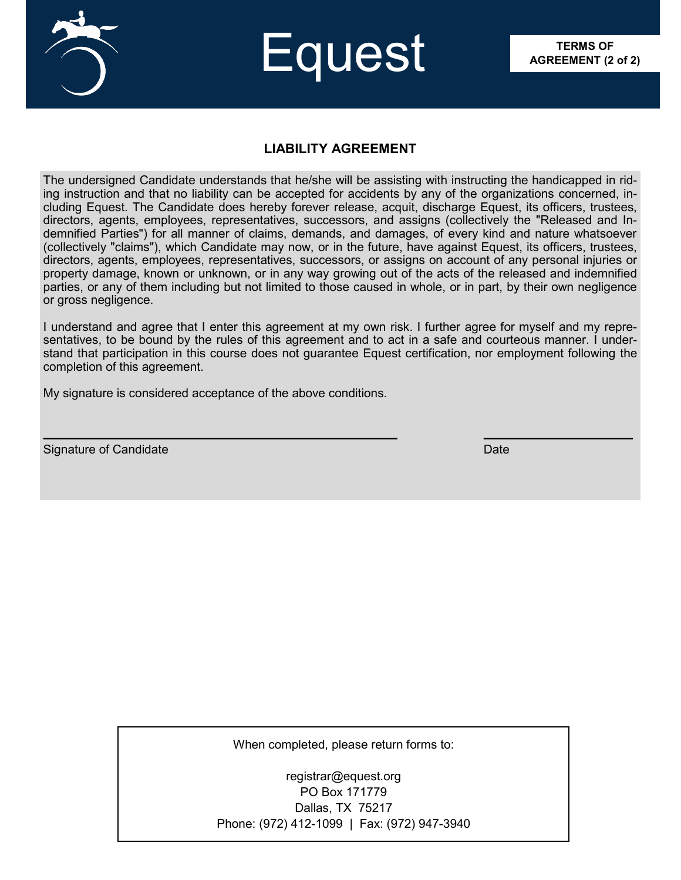# Equest

**TERMS OF AGREEMENT (2 of 2)**

## LIABILITY AGREEMENT

The undersigned Candidate understands that he/she will be assisting with instructing the handicapped in riding instruction and that no liability can be accepted for accidents by any of the organizations concerned, including Equest. The Candidate does hereby forever release, acquit, discharge Equest, its officers, trustees, directors, agents, employees, representatives, successors, and assigns (collectively the "Released and Indemnified Parties") for all manner of claims, demands, and damages, of every kind and nature whatsoever (collectively "claims"), which Candidate may now, or in the future, have against Equest, its officers, trustees, directors, agents, employees, representatives, successors, or assigns on account of any personal injuries or property damage, known or unknown, or in any way growing out of the acts of the released and indemnified parties, or any of them including but not limited to those caused in whole, or in part, by their own negligence or gross negligence.

I understand and agree that I enter this agreement at my own risk. I further agree for myself and my representatives, to be bound by the rules of this agreement and to act in a safe and courteous manner. I understand that participation in this course does not guarantee Equest certification, nor employment following the completion of this agreement.

My signature is considered acceptance of the above conditions.

______________________________________________ ____________________

Signature of Candidate Date

When completed, please return forms to:

registrar@equest.org
PO Box 171779
Dallas, TX 75217
Phone: (972) 412-1099 | Fax: (972) 947-3940